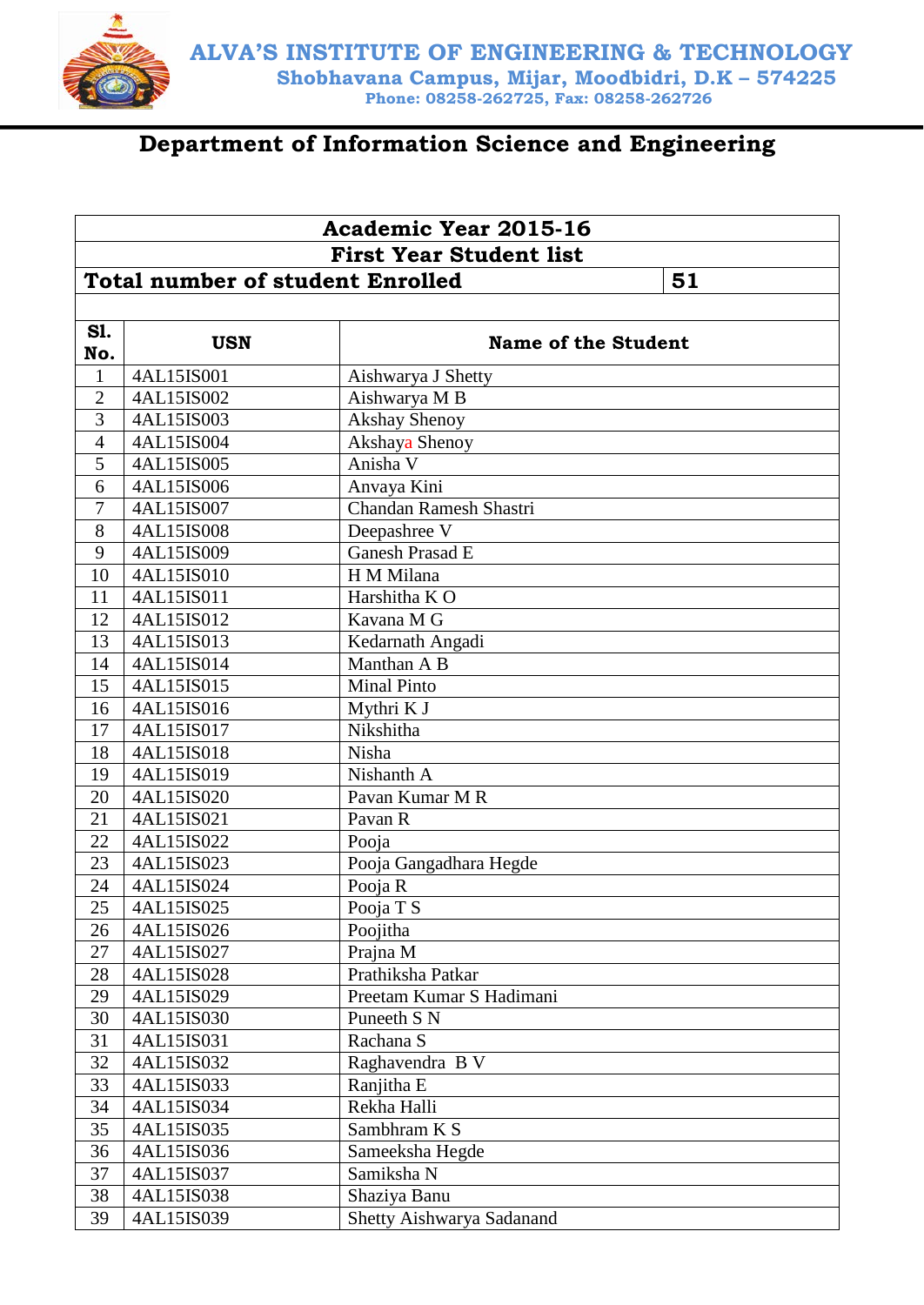# ALVA'S INSTITUTE OF ENGINEERING & TECHNOLOGY

**Shobhavana Campus, Mijar, Moodbidri, D.K – 574225**

**Phone: 08258-262725, Fax: 08258-262726**

## Department of Information Science and Engineering

| Academic Year 2015-16 | | |
|---|---|---|
| **First Year Student list** | | |
| **Total number of student Enrolled** | | **51** |
| **Sl. No.** | **USN** | **Name of the Student** |
| 1 | 4AL15IS001 | Aishwarya J Shetty |
| 2 | 4AL15IS002 | Aishwarya M B |
| 3 | 4AL15IS003 | Akshay Shenoy |
| 4 | 4AL15IS004 | Akshaya Shenoy |
| 5 | 4AL15IS005 | Anisha V |
| 6 | 4AL15IS006 | Anvaya Kini |
| 7 | 4AL15IS007 | Chandan Ramesh Shastri |
| 8 | 4AL15IS008 | Deepashree V |
| 9 | 4AL15IS009 | Ganesh Prasad E |
| 10 | 4AL15IS010 | H M Milana |
| 11 | 4AL15IS011 | Harshitha K O |
| 12 | 4AL15IS012 | Kavana M G |
| 13 | 4AL15IS013 | Kedarnath Angadi |
| 14 | 4AL15IS014 | Manthan A B |
| 15 | 4AL15IS015 | Minal Pinto |
| 16 | 4AL15IS016 | Mythri K J |
| 17 | 4AL15IS017 | Nikshitha |
| 18 | 4AL15IS018 | Nisha |
| 19 | 4AL15IS019 | Nishanth A |
| 20 | 4AL15IS020 | Pavan Kumar M R |
| 21 | 4AL15IS021 | Pavan R |
| 22 | 4AL15IS022 | Pooja |
| 23 | 4AL15IS023 | Pooja Gangadhara Hegde |
| 24 | 4AL15IS024 | Pooja R |
| 25 | 4AL15IS025 | Pooja T S |
| 26 | 4AL15IS026 | Poojitha |
| 27 | 4AL15IS027 | Prajna M |
| 28 | 4AL15IS028 | Prathiksha Patkar |
| 29 | 4AL15IS029 | Preetam Kumar S Hadimani |
| 30 | 4AL15IS030 | Puneeth S N |
| 31 | 4AL15IS031 | Rachana S |
| 32 | 4AL15IS032 | Raghavendra B V |
| 33 | 4AL15IS033 | Ranjitha E |
| 34 | 4AL15IS034 | Rekha Halli |
| 35 | 4AL15IS035 | Sambhram K S |
| 36 | 4AL15IS036 | Sameeksha Hegde |
| 37 | 4AL15IS037 | Samiksha N |
| 38 | 4AL15IS038 | Shaziya Banu |
| 39 | 4AL15IS039 | Shetty Aishwarya Sadanand |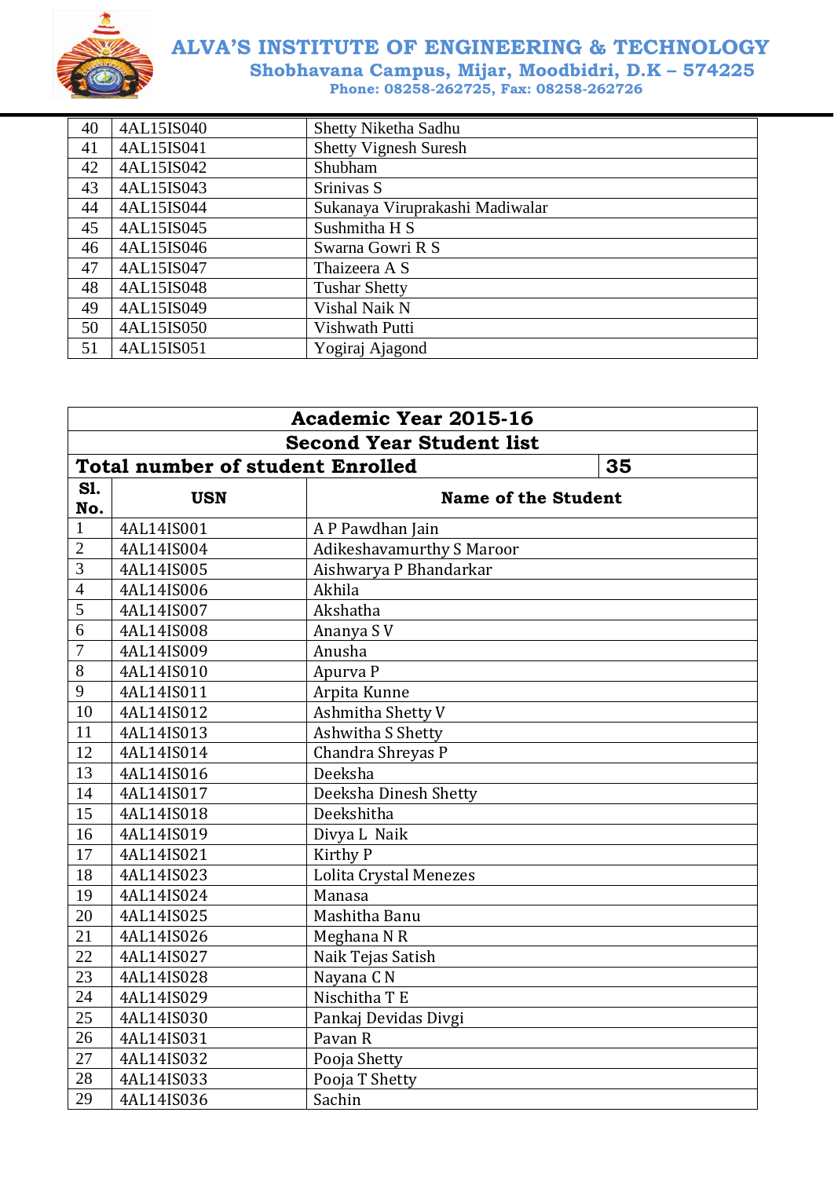| 40 | 4AL15IS040 | Shetty Niketha Sadhu |
|---|---|---|
| 41 | 4AL15IS041 | Shetty Vignesh Suresh |
| 42 | 4AL15IS042 | Shubham |
| 43 | 4AL15IS043 | Srinivas S |
| 44 | 4AL15IS044 | Sukanaya Viruprakashi Madiwalar |
| 45 | 4AL15IS045 | Sushmitha H S |
| 46 | 4AL15IS046 | Swarna Gowri R S |
| 47 | 4AL15IS047 | Thaizeera A S |
| 48 | 4AL15IS048 | Tushar Shetty |
| 49 | 4AL15IS049 | Vishal Naik N |
| 50 | 4AL15IS050 | Vishwath Putti |
| 51 | 4AL15IS051 | Yogiraj Ajagond |

| **Academic Year 2015-16** | | |
|---|---|---|
| **Second Year Student list** | | |
| **Total number of student Enrolled** | | **35** |
| **Sl. No.** | **USN** | **Name of the Student** |
| 1 | 4AL14IS001 | A P Pawdhan Jain |
| 2 | 4AL14IS004 | Adikeshavamurthy S Maroor |
| 3 | 4AL14IS005 | Aishwarya P Bhandarkar |
| 4 | 4AL14IS006 | Akhila |
| 5 | 4AL14IS007 | Akshatha |
| 6 | 4AL14IS008 | Ananya S V |
| 7 | 4AL14IS009 | Anusha |
| 8 | 4AL14IS010 | Apurva P |
| 9 | 4AL14IS011 | Arpita Kunne |
| 10 | 4AL14IS012 | Ashmitha Shetty V |
| 11 | 4AL14IS013 | Ashwitha S Shetty |
| 12 | 4AL14IS014 | Chandra Shreyas P |
| 13 | 4AL14IS016 | Deeksha |
| 14 | 4AL14IS017 | Deeksha Dinesh Shetty |
| 15 | 4AL14IS018 | Deekshitha |
| 16 | 4AL14IS019 | Divya L Naik |
| 17 | 4AL14IS021 | Kirthy P |
| 18 | 4AL14IS023 | Lolita Crystal Menezes |
| 19 | 4AL14IS024 | Manasa |
| 20 | 4AL14IS025 | Mashitha Banu |
| 21 | 4AL14IS026 | Meghana N R |
| 22 | 4AL14IS027 | Naik Tejas Satish |
| 23 | 4AL14IS028 | Nayana C N |
| 24 | 4AL14IS029 | Nischitha T E |
| 25 | 4AL14IS030 | Pankaj Devidas Divgi |
| 26 | 4AL14IS031 | Pavan R |
| 27 | 4AL14IS032 | Pooja Shetty |
| 28 | 4AL14IS033 | Pooja T Shetty |
| 29 | 4AL14IS036 | Sachin |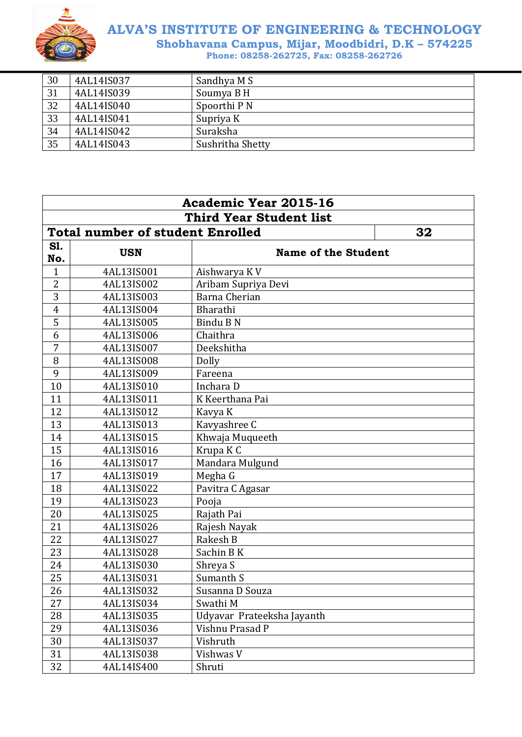| 30 | 4AL14IS037 | Sandhya M S |
|---|---|---|
| 31 | 4AL14IS039 | Soumya B H |
| 32 | 4AL14IS040 | Spoorthi P N |
| 33 | 4AL14IS041 | Supriya K |
| 34 | 4AL14IS042 | Suraksha |
| 35 | 4AL14IS043 | Sushritha Shetty |

| **Academic Year 2015-16** | | |
|---|---|---|
| **Third Year Student list** | | |
| **Total number of student Enrolled** | | **32** |
| **Sl. No.** | **USN** | **Name of the Student** |
| 1 | 4AL13IS001 | Aishwarya K V |
| 2 | 4AL13IS002 | Aribam Supriya Devi |
| 3 | 4AL13IS003 | Barna Cherian |
| 4 | 4AL13IS004 | Bharathi |
| 5 | 4AL13IS005 | Bindu B N |
| 6 | 4AL13IS006 | Chaithra |
| 7 | 4AL13IS007 | Deekshitha |
| 8 | 4AL13IS008 | Dolly |
| 9 | 4AL13IS009 | Fareena |
| 10 | 4AL13IS010 | Inchara D |
| 11 | 4AL13IS011 | K Keerthana Pai |
| 12 | 4AL13IS012 | Kavya K |
| 13 | 4AL13IS013 | Kavyashree C |
| 14 | 4AL13IS015 | Khwaja Muqueeth |
| 15 | 4AL13IS016 | Krupa K C |
| 16 | 4AL13IS017 | Mandara Mulgund |
| 17 | 4AL13IS019 | Megha G |
| 18 | 4AL13IS022 | Pavitra C Agasar |
| 19 | 4AL13IS023 | Pooja |
| 20 | 4AL13IS025 | Rajath Pai |
| 21 | 4AL13IS026 | Rajesh Nayak |
| 22 | 4AL13IS027 | Rakesh B |
| 23 | 4AL13IS028 | Sachin B K |
| 24 | 4AL13IS030 | Shreya S |
| 25 | 4AL13IS031 | Sumanth S |
| 26 | 4AL13IS032 | Susanna D Souza |
| 27 | 4AL13IS034 | Swathi M |
| 28 | 4AL13IS035 | Udyavar Prateeksha Jayanth |
| 29 | 4AL13IS036 | Vishnu Prasad P |
| 30 | 4AL13IS037 | Vishruth |
| 31 | 4AL13IS038 | Vishwas V |
| 32 | 4AL14IS400 | Shruti |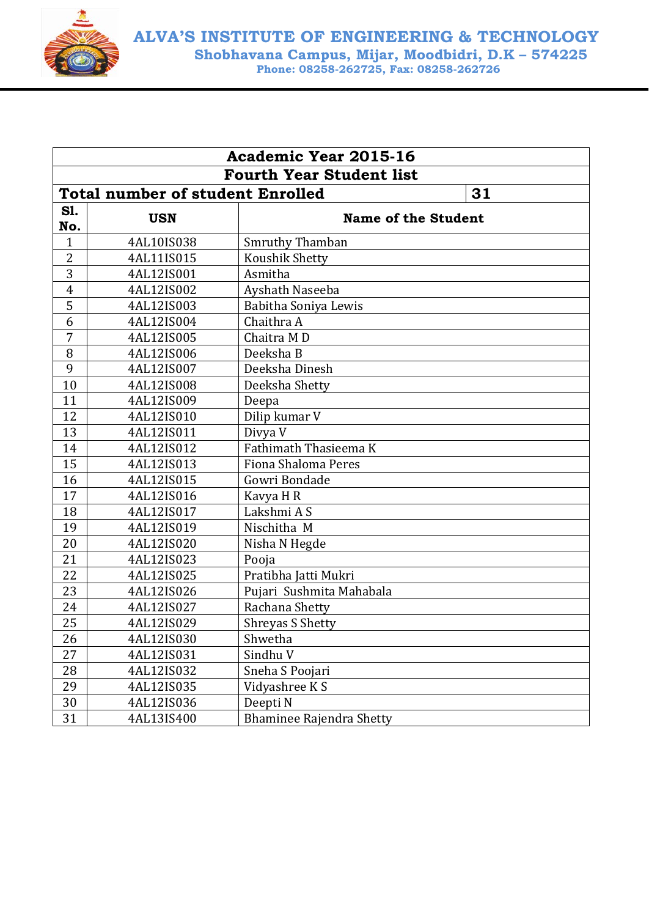# ALVA'S INSTITUTE OF ENGINEERING & TECHNOLOGY

**Shobhavana Campus, Mijar, Moodbidri, D.K – 574225**

**Phone: 08258-262725, Fax: 08258-262726**

| **Academic Year 2015-16** | | |
|---|---|---|
| **Fourth Year Student list** | | |
| **Total number of student Enrolled** | | **31** |
| **Sl. No.** | **USN** | **Name of the Student** |
| 1 | 4AL10IS038 | Smruthy Thamban |
| 2 | 4AL11IS015 | Koushik Shetty |
| 3 | 4AL12IS001 | Asmitha |
| 4 | 4AL12IS002 | Ayshath Naseeba |
| 5 | 4AL12IS003 | Babitha Soniya Lewis |
| 6 | 4AL12IS004 | Chaithra A |
| 7 | 4AL12IS005 | Chaitra M D |
| 8 | 4AL12IS006 | Deeksha B |
| 9 | 4AL12IS007 | Deeksha Dinesh |
| 10 | 4AL12IS008 | Deeksha Shetty |
| 11 | 4AL12IS009 | Deepa |
| 12 | 4AL12IS010 | Dilip kumar V |
| 13 | 4AL12IS011 | Divya V |
| 14 | 4AL12IS012 | Fathimath Thasieema K |
| 15 | 4AL12IS013 | Fiona Shaloma Peres |
| 16 | 4AL12IS015 | Gowri Bondade |
| 17 | 4AL12IS016 | Kavya H R |
| 18 | 4AL12IS017 | Lakshmi A S |
| 19 | 4AL12IS019 | Nischitha M |
| 20 | 4AL12IS020 | Nisha N Hegde |
| 21 | 4AL12IS023 | Pooja |
| 22 | 4AL12IS025 | Pratibha Jatti Mukri |
| 23 | 4AL12IS026 | Pujari Sushmita Mahabala |
| 24 | 4AL12IS027 | Rachana Shetty |
| 25 | 4AL12IS029 | Shreyas S Shetty |
| 26 | 4AL12IS030 | Shwetha |
| 27 | 4AL12IS031 | Sindhu V |
| 28 | 4AL12IS032 | Sneha S Poojari |
| 29 | 4AL12IS035 | Vidyashree K S |
| 30 | 4AL12IS036 | Deepti N |
| 31 | 4AL13IS400 | Bhaminee Rajendra Shetty |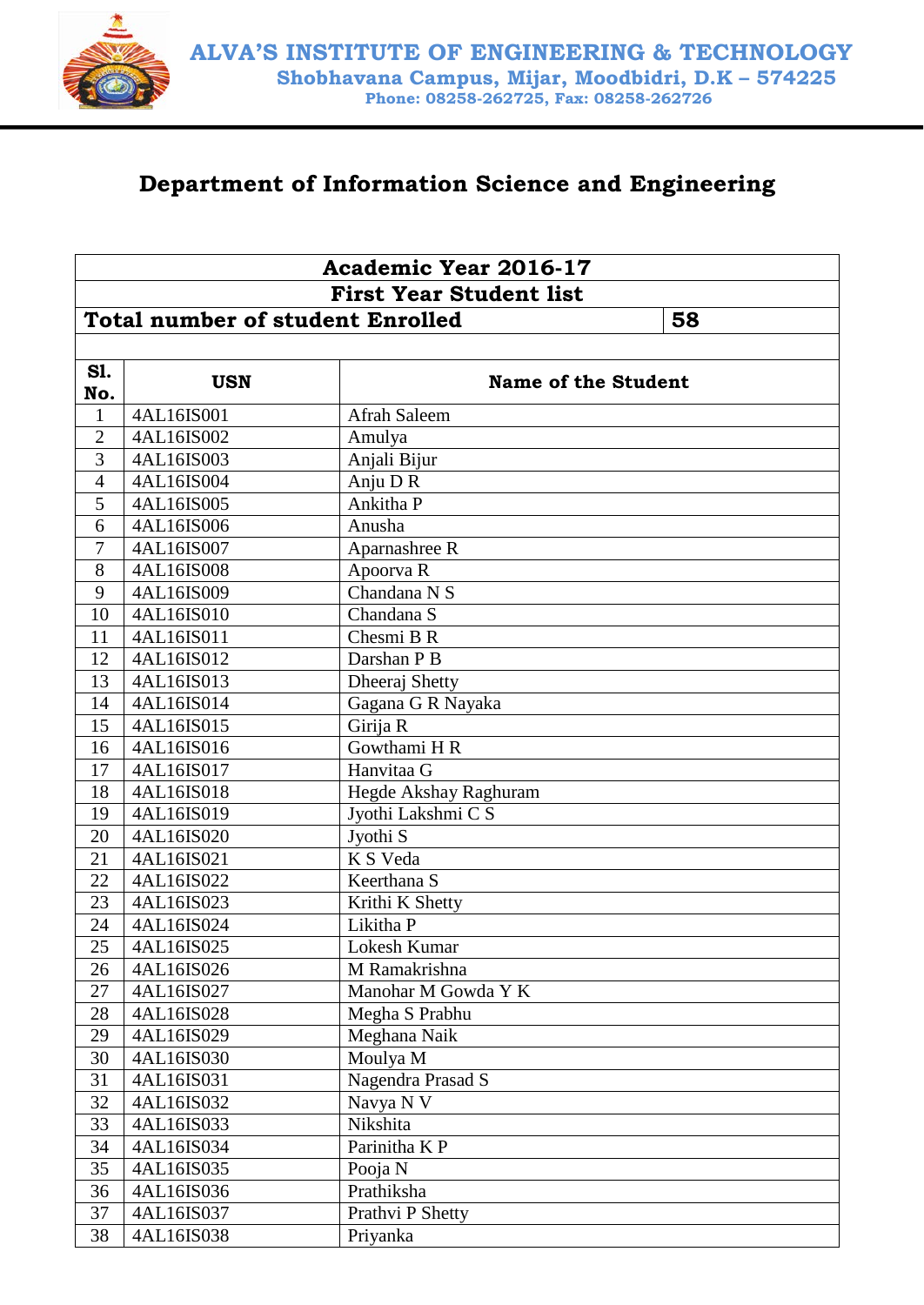# ALVA'S INSTITUTE OF ENGINEERING & TECHNOLOGY

**Shobhavana Campus, Mijar, Moodbidri, D.K – 574225**

**Phone: 08258-262725, Fax: 08258-262726**

## Department of Information Science and Engineering

| Academic Year 2016-17 | | |
|---|---|---|
| **First Year Student list** | | |
| **Total number of student Enrolled** | | **58** |
| **Sl. No.** | **USN** | **Name of the Student** |
| 1 | 4AL16IS001 | Afrah Saleem |
| 2 | 4AL16IS002 | Amulya |
| 3 | 4AL16IS003 | Anjali Bijur |
| 4 | 4AL16IS004 | Anju D R |
| 5 | 4AL16IS005 | Ankitha P |
| 6 | 4AL16IS006 | Anusha |
| 7 | 4AL16IS007 | Aparnashree R |
| 8 | 4AL16IS008 | Apoorva R |
| 9 | 4AL16IS009 | Chandana N S |
| 10 | 4AL16IS010 | Chandana S |
| 11 | 4AL16IS011 | Chesmi B R |
| 12 | 4AL16IS012 | Darshan P B |
| 13 | 4AL16IS013 | Dheeraj Shetty |
| 14 | 4AL16IS014 | Gagana G R Nayaka |
| 15 | 4AL16IS015 | Girija R |
| 16 | 4AL16IS016 | Gowthami H R |
| 17 | 4AL16IS017 | Hanvitaa G |
| 18 | 4AL16IS018 | Hegde Akshay Raghuram |
| 19 | 4AL16IS019 | Jyothi Lakshmi C S |
| 20 | 4AL16IS020 | Jyothi S |
| 21 | 4AL16IS021 | K S Veda |
| 22 | 4AL16IS022 | Keerthana S |
| 23 | 4AL16IS023 | Krithi K Shetty |
| 24 | 4AL16IS024 | Likitha P |
| 25 | 4AL16IS025 | Lokesh Kumar |
| 26 | 4AL16IS026 | M Ramakrishna |
| 27 | 4AL16IS027 | Manohar M Gowda Y K |
| 28 | 4AL16IS028 | Megha S Prabhu |
| 29 | 4AL16IS029 | Meghana Naik |
| 30 | 4AL16IS030 | Moulya M |
| 31 | 4AL16IS031 | Nagendra Prasad S |
| 32 | 4AL16IS032 | Navya N V |
| 33 | 4AL16IS033 | Nikshita |
| 34 | 4AL16IS034 | Parinitha K P |
| 35 | 4AL16IS035 | Pooja N |
| 36 | 4AL16IS036 | Prathiksha |
| 37 | 4AL16IS037 | Prathvi P Shetty |
| 38 | 4AL16IS038 | Priyanka |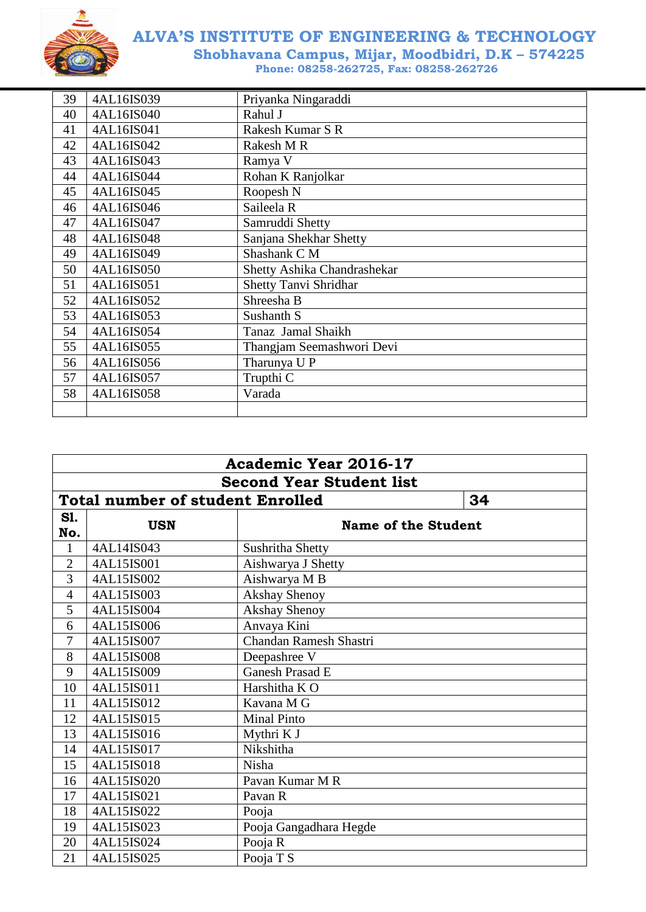| 39 | 4AL16IS039 | Priyanka Ningaraddi |
|---|---|---|
| 40 | 4AL16IS040 | Rahul J |
| 41 | 4AL16IS041 | Rakesh Kumar S R |
| 42 | 4AL16IS042 | Rakesh M R |
| 43 | 4AL16IS043 | Ramya V |
| 44 | 4AL16IS044 | Rohan K Ranjolkar |
| 45 | 4AL16IS045 | Roopesh N |
| 46 | 4AL16IS046 | Saileela R |
| 47 | 4AL16IS047 | Samruddi Shetty |
| 48 | 4AL16IS048 | Sanjana Shekhar Shetty |
| 49 | 4AL16IS049 | Shashank C M |
| 50 | 4AL16IS050 | Shetty Ashika Chandrashekar |
| 51 | 4AL16IS051 | Shetty Tanvi Shridhar |
| 52 | 4AL16IS052 | Shreesha B |
| 53 | 4AL16IS053 | Sushanth S |
| 54 | 4AL16IS054 | Tanaz Jamal Shaikh |
| 55 | 4AL16IS055 | Thangjam Seemashwori Devi |
| 56 | 4AL16IS056 | Tharunya U P |
| 57 | 4AL16IS057 | Trupthi C |
| 58 | 4AL16IS058 | Varada |
| | | |

| **Academic Year 2016-17** | | |
|---|---|---|
| **Second Year Student list** | | |
| **Total number of student Enrolled** | | **34** |
| **Sl. No.** | **USN** | **Name of the Student** |
| 1 | 4AL14IS043 | Sushritha Shetty |
| 2 | 4AL15IS001 | Aishwarya J Shetty |
| 3 | 4AL15IS002 | Aishwarya M B |
| 4 | 4AL15IS003 | Akshay Shenoy |
| 5 | 4AL15IS004 | Akshay Shenoy |
| 6 | 4AL15IS006 | Anvaya Kini |
| 7 | 4AL15IS007 | Chandan Ramesh Shastri |
| 8 | 4AL15IS008 | Deepashree V |
| 9 | 4AL15IS009 | Ganesh Prasad E |
| 10 | 4AL15IS011 | Harshitha K O |
| 11 | 4AL15IS012 | Kavana M G |
| 12 | 4AL15IS015 | Minal Pinto |
| 13 | 4AL15IS016 | Mythri K J |
| 14 | 4AL15IS017 | Nikshitha |
| 15 | 4AL15IS018 | Nisha |
| 16 | 4AL15IS020 | Pavan Kumar M R |
| 17 | 4AL15IS021 | Pavan R |
| 18 | 4AL15IS022 | Pooja |
| 19 | 4AL15IS023 | Pooja Gangadhara Hegde |
| 20 | 4AL15IS024 | Pooja R |
| 21 | 4AL15IS025 | Pooja T S |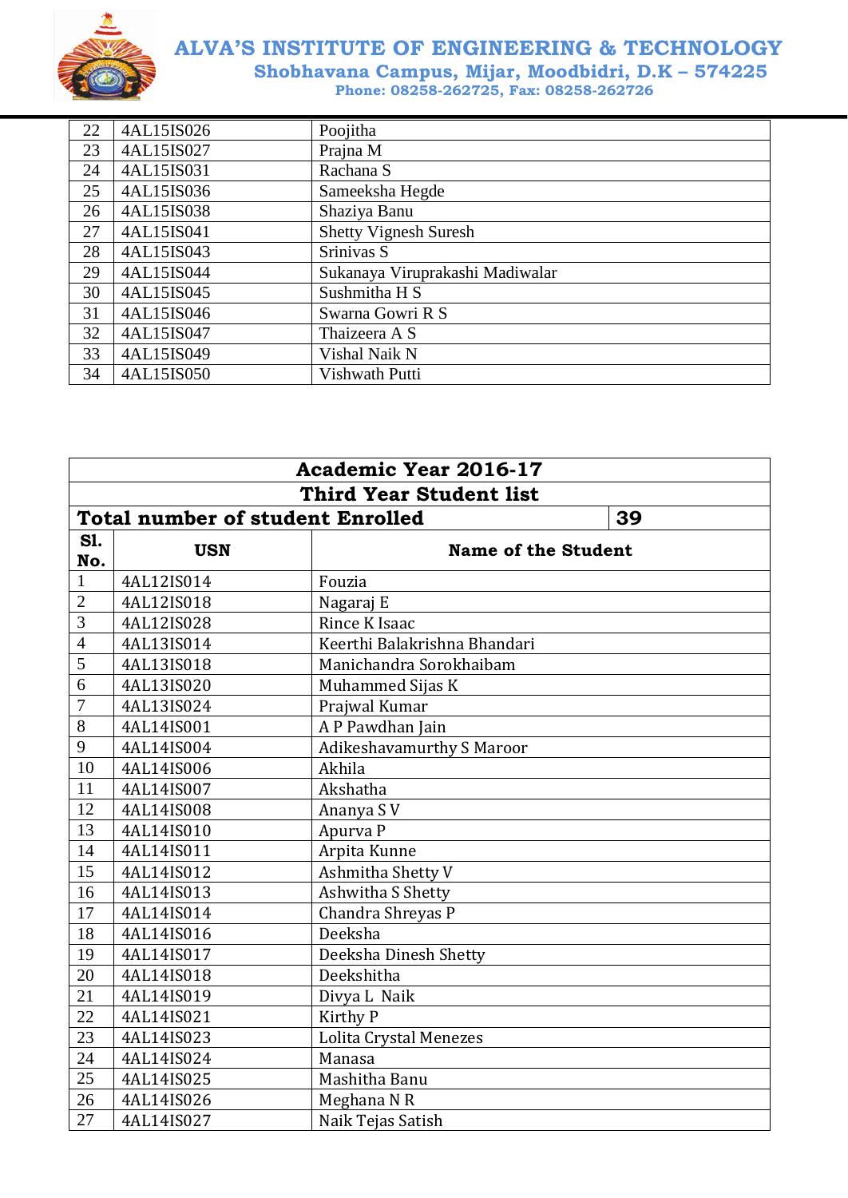| 22 | 4AL15IS026 | Poojitha |
|---|---|---|
| 23 | 4AL15IS027 | Prajna M |
| 24 | 4AL15IS031 | Rachana S |
| 25 | 4AL15IS036 | Sameeksha Hegde |
| 26 | 4AL15IS038 | Shaziya Banu |
| 27 | 4AL15IS041 | Shetty Vignesh Suresh |
| 28 | 4AL15IS043 | Srinivas S |
| 29 | 4AL15IS044 | Sukanaya Viruprakashi Madiwalar |
| 30 | 4AL15IS045 | Sushmitha H S |
| 31 | 4AL15IS046 | Swarna Gowri R S |
| 32 | 4AL15IS047 | Thaizeera A S |
| 33 | 4AL15IS049 | Vishal Naik N |
| 34 | 4AL15IS050 | Vishwath Putti |

| **Academic Year 2016-17** | | |
|---|---|---|
| **Third Year Student list** | | |
| **Total number of student Enrolled** | | **39** |
| **Sl. No.** | **USN** | **Name of the Student** |
| 1 | 4AL12IS014 | Fouzia |
| 2 | 4AL12IS018 | Nagaraj E |
| 3 | 4AL12IS028 | Rince K Isaac |
| 4 | 4AL13IS014 | Keerthi Balakrishna Bhandari |
| 5 | 4AL13IS018 | Manichandra Sorokhaibam |
| 6 | 4AL13IS020 | Muhammed Sijas K |
| 7 | 4AL13IS024 | Prajwal Kumar |
| 8 | 4AL14IS001 | A P Pawdhan Jain |
| 9 | 4AL14IS004 | Adikeshavamurthy S Maroor |
| 10 | 4AL14IS006 | Akhila |
| 11 | 4AL14IS007 | Akshatha |
| 12 | 4AL14IS008 | Ananya S V |
| 13 | 4AL14IS010 | Apurva P |
| 14 | 4AL14IS011 | Arpita Kunne |
| 15 | 4AL14IS012 | Ashmitha Shetty V |
| 16 | 4AL14IS013 | Ashwitha S Shetty |
| 17 | 4AL14IS014 | Chandra Shreyas P |
| 18 | 4AL14IS016 | Deeksha |
| 19 | 4AL14IS017 | Deeksha Dinesh Shetty |
| 20 | 4AL14IS018 | Deekshitha |
| 21 | 4AL14IS019 | Divya L Naik |
| 22 | 4AL14IS021 | Kirthy P |
| 23 | 4AL14IS023 | Lolita Crystal Menezes |
| 24 | 4AL14IS024 | Manasa |
| 25 | 4AL14IS025 | Mashitha Banu |
| 26 | 4AL14IS026 | Meghana N R |
| 27 | 4AL14IS027 | Naik Tejas Satish |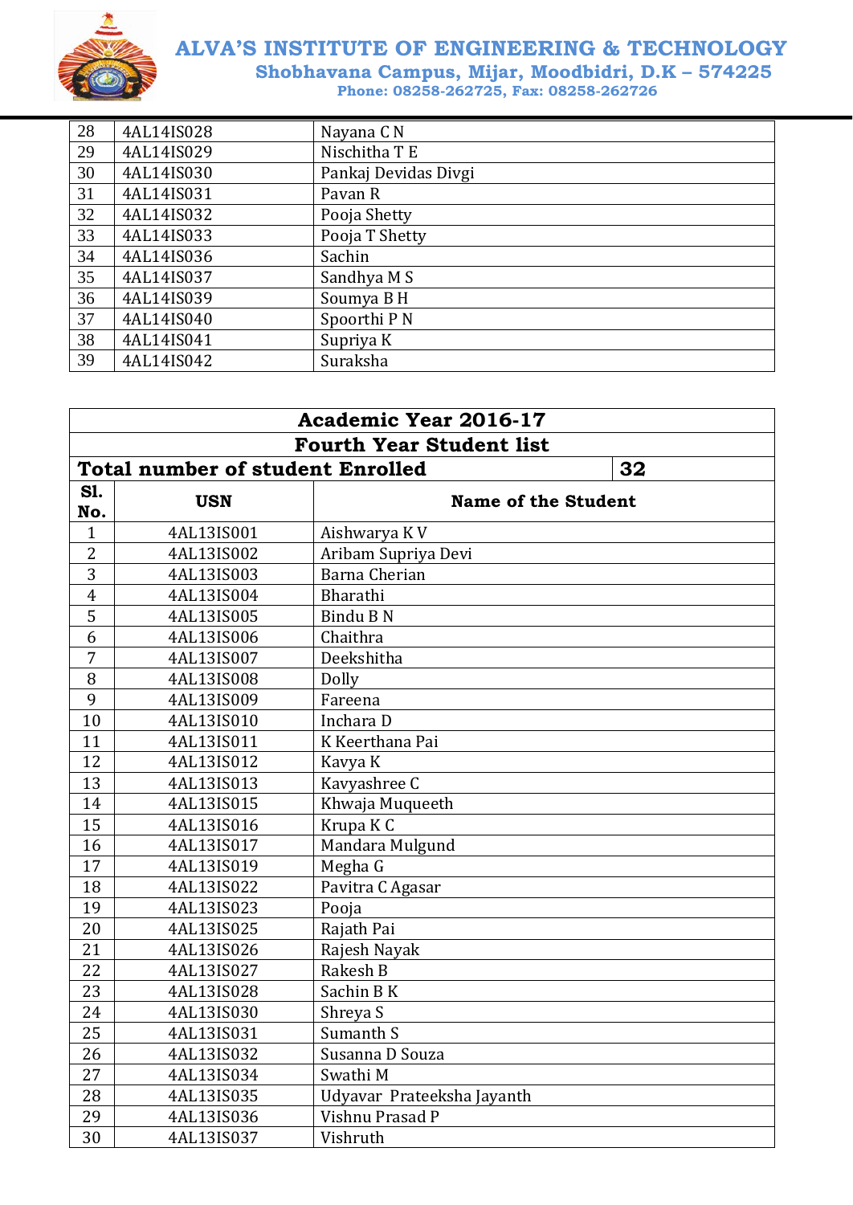| 28 | 4AL14IS028 | Nayana C N |
|---|---|---|
| 29 | 4AL14IS029 | Nischitha T E |
| 30 | 4AL14IS030 | Pankaj Devidas Divgi |
| 31 | 4AL14IS031 | Pavan R |
| 32 | 4AL14IS032 | Pooja Shetty |
| 33 | 4AL14IS033 | Pooja T Shetty |
| 34 | 4AL14IS036 | Sachin |
| 35 | 4AL14IS037 | Sandhya M S |
| 36 | 4AL14IS039 | Soumya B H |
| 37 | 4AL14IS040 | Spoorthi P N |
| 38 | 4AL14IS041 | Supriya K |
| 39 | 4AL14IS042 | Suraksha |

| **Academic Year 2016-17** | | |
|---|---|---|
| **Fourth Year Student list** | | |
| **Total number of student Enrolled** | | **32** |
| **Sl. No.** | **USN** | **Name of the Student** |
| 1 | 4AL13IS001 | Aishwarya K V |
| 2 | 4AL13IS002 | Aribam Supriya Devi |
| 3 | 4AL13IS003 | Barna Cherian |
| 4 | 4AL13IS004 | Bharathi |
| 5 | 4AL13IS005 | Bindu B N |
| 6 | 4AL13IS006 | Chaithra |
| 7 | 4AL13IS007 | Deekshitha |
| 8 | 4AL13IS008 | Dolly |
| 9 | 4AL13IS009 | Fareena |
| 10 | 4AL13IS010 | Inchara D |
| 11 | 4AL13IS011 | K Keerthana Pai |
| 12 | 4AL13IS012 | Kavya K |
| 13 | 4AL13IS013 | Kavyashree C |
| 14 | 4AL13IS015 | Khwaja Muqueeth |
| 15 | 4AL13IS016 | Krupa K C |
| 16 | 4AL13IS017 | Mandara Mulgund |
| 17 | 4AL13IS019 | Megha G |
| 18 | 4AL13IS022 | Pavitra C Agasar |
| 19 | 4AL13IS023 | Pooja |
| 20 | 4AL13IS025 | Rajath Pai |
| 21 | 4AL13IS026 | Rajesh Nayak |
| 22 | 4AL13IS027 | Rakesh B |
| 23 | 4AL13IS028 | Sachin B K |
| 24 | 4AL13IS030 | Shreya S |
| 25 | 4AL13IS031 | Sumanth S |
| 26 | 4AL13IS032 | Susanna D Souza |
| 27 | 4AL13IS034 | Swathi M |
| 28 | 4AL13IS035 | Udyavar Prateeksha Jayanth |
| 29 | 4AL13IS036 | Vishnu Prasad P |
| 30 | 4AL13IS037 | Vishruth |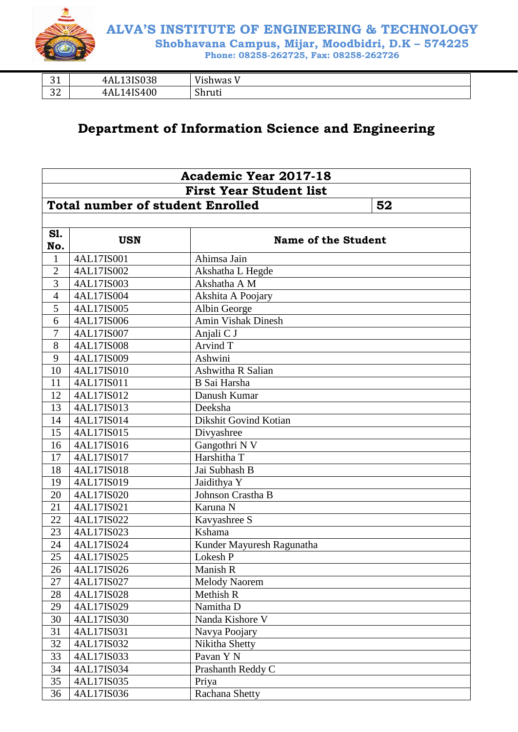| 31 | 4AL13IS038 | Vishwas V |
|---|---|---|
| 32 | 4AL14IS400 | Shruti |

## Department of Information Science and Engineering

| **Academic Year 2017-18** | | |
|---|---|---|
| **First Year Student list** | | |
| **Total number of student Enrolled** | | **52** |
| **Sl. No.** | **USN** | **Name of the Student** |
| 1 | 4AL17IS001 | Ahimsa Jain |
| 2 | 4AL17IS002 | Akshatha L Hegde |
| 3 | 4AL17IS003 | Akshatha A M |
| 4 | 4AL17IS004 | Akshita A Poojary |
| 5 | 4AL17IS005 | Albin George |
| 6 | 4AL17IS006 | Amin Vishak Dinesh |
| 7 | 4AL17IS007 | Anjali C J |
| 8 | 4AL17IS008 | Arvind T |
| 9 | 4AL17IS009 | Ashwini |
| 10 | 4AL17IS010 | Ashwitha R Salian |
| 11 | 4AL17IS011 | B Sai Harsha |
| 12 | 4AL17IS012 | Danush Kumar |
| 13 | 4AL17IS013 | Deeksha |
| 14 | 4AL17IS014 | Dikshit Govind Kotian |
| 15 | 4AL17IS015 | Divyashree |
| 16 | 4AL17IS016 | Gangothri N V |
| 17 | 4AL17IS017 | Harshitha T |
| 18 | 4AL17IS018 | Jai Subhash B |
| 19 | 4AL17IS019 | Jaidithya Y |
| 20 | 4AL17IS020 | Johnson Crastha B |
| 21 | 4AL17IS021 | Karuna N |
| 22 | 4AL17IS022 | Kavyashree S |
| 23 | 4AL17IS023 | Kshama |
| 24 | 4AL17IS024 | Kunder Mayuresh Ragunatha |
| 25 | 4AL17IS025 | Lokesh P |
| 26 | 4AL17IS026 | Manish R |
| 27 | 4AL17IS027 | Melody Naorem |
| 28 | 4AL17IS028 | Methish R |
| 29 | 4AL17IS029 | Namitha D |
| 30 | 4AL17IS030 | Nanda Kishore V |
| 31 | 4AL17IS031 | Navya Poojary |
| 32 | 4AL17IS032 | Nikitha Shetty |
| 33 | 4AL17IS033 | Pavan Y N |
| 34 | 4AL17IS034 | Prashanth Reddy C |
| 35 | 4AL17IS035 | Priya |
| 36 | 4AL17IS036 | Rachana Shetty |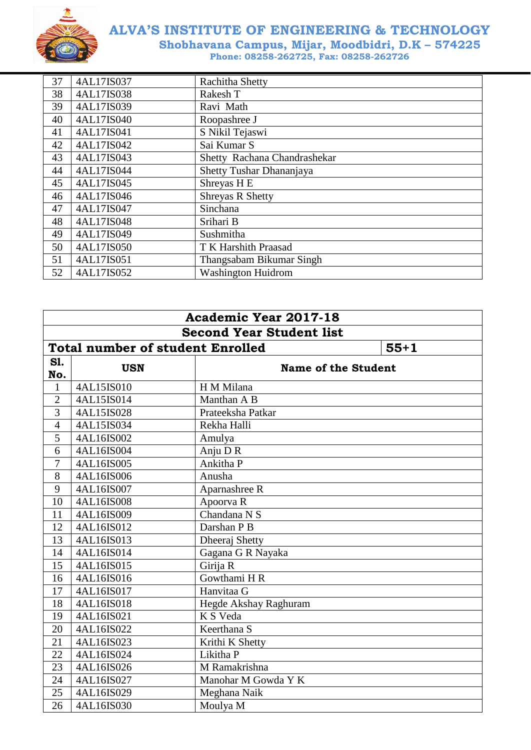| 37 | 4AL17IS037 | Rachitha Shetty |
|---|---|---|
| 38 | 4AL17IS038 | Rakesh T |
| 39 | 4AL17IS039 | Ravi  Math |
| 40 | 4AL17IS040 | Roopashree J |
| 41 | 4AL17IS041 | S Nikil Tejaswi |
| 42 | 4AL17IS042 | Sai Kumar S |
| 43 | 4AL17IS043 | Shetty  Rachana Chandrashekar |
| 44 | 4AL17IS044 | Shetty Tushar Dhananjaya |
| 45 | 4AL17IS045 | Shreyas H E |
| 46 | 4AL17IS046 | Shreyas R Shetty |
| 47 | 4AL17IS047 | Sinchana |
| 48 | 4AL17IS048 | Srihari B |
| 49 | 4AL17IS049 | Sushmitha |
| 50 | 4AL17IS050 | T K Harshith Praasad |
| 51 | 4AL17IS051 | Thangsabam Bikumar Singh |
| 52 | 4AL17IS052 | Washington Huidrom |

| **Academic Year 2017-18** | | |
|---|---|---|
| **Second Year Student list** | | |
| **Total number of student Enrolled** | | **55+1** |
| **Sl. No.** | **USN** | **Name of the Student** |
| 1 | 4AL15IS010 | H M Milana |
| 2 | 4AL15IS014 | Manthan A B |
| 3 | 4AL15IS028 | Prateeksha Patkar |
| 4 | 4AL15IS034 | Rekha Halli |
| 5 | 4AL16IS002 | Amulya |
| 6 | 4AL16IS004 | Anju D R |
| 7 | 4AL16IS005 | Ankitha P |
| 8 | 4AL16IS006 | Anusha |
| 9 | 4AL16IS007 | Aparnashree R |
| 10 | 4AL16IS008 | Apoorva R |
| 11 | 4AL16IS009 | Chandana N S |
| 12 | 4AL16IS012 | Darshan P B |
| 13 | 4AL16IS013 | Dheeraj Shetty |
| 14 | 4AL16IS014 | Gagana G R Nayaka |
| 15 | 4AL16IS015 | Girija R |
| 16 | 4AL16IS016 | Gowthami H R |
| 17 | 4AL16IS017 | Hanvitaa G |
| 18 | 4AL16IS018 | Hegde Akshay Raghuram |
| 19 | 4AL16IS021 | K S Veda |
| 20 | 4AL16IS022 | Keerthana S |
| 21 | 4AL16IS023 | Krithi K Shetty |
| 22 | 4AL16IS024 | Likitha P |
| 23 | 4AL16IS026 | M Ramakrishna |
| 24 | 4AL16IS027 | Manohar M Gowda Y K |
| 25 | 4AL16IS029 | Meghana Naik |
| 26 | 4AL16IS030 | Moulya M |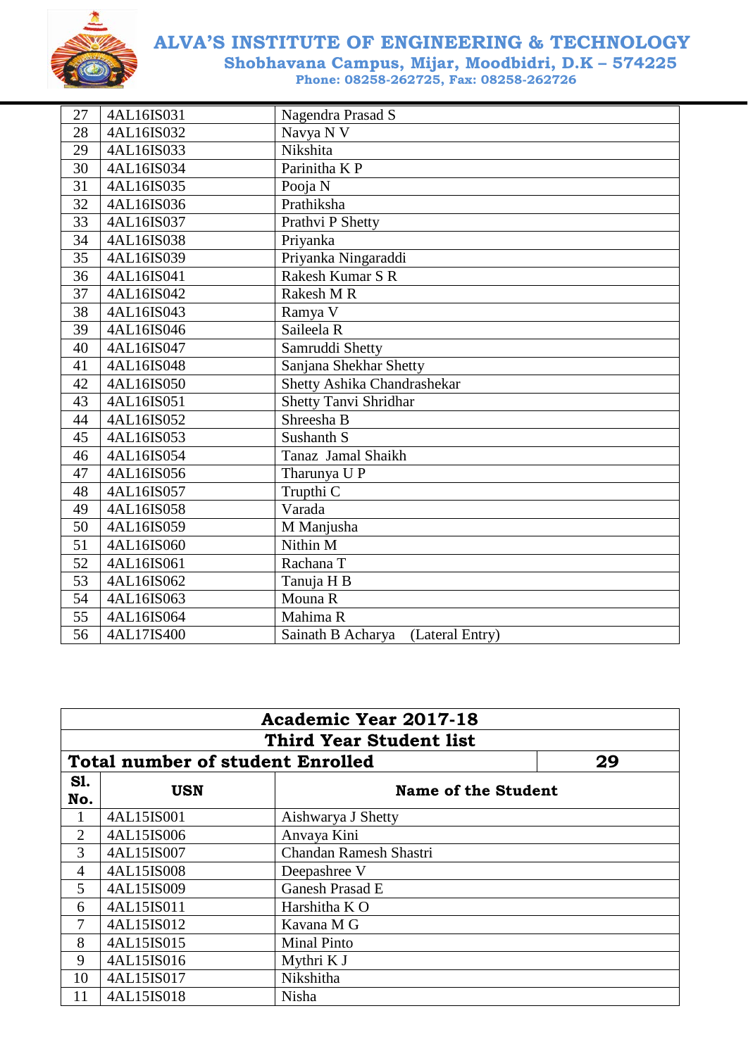| 27 | 4AL16IS031 | Nagendra Prasad S |
|---|---|---|
| 28 | 4AL16IS032 | Navya N V |
| 29 | 4AL16IS033 | Nikshita |
| 30 | 4AL16IS034 | Parinitha K P |
| 31 | 4AL16IS035 | Pooja N |
| 32 | 4AL16IS036 | Prathiksha |
| 33 | 4AL16IS037 | Prathvi P Shetty |
| 34 | 4AL16IS038 | Priyanka |
| 35 | 4AL16IS039 | Priyanka Ningaraddi |
| 36 | 4AL16IS041 | Rakesh Kumar S R |
| 37 | 4AL16IS042 | Rakesh M R |
| 38 | 4AL16IS043 | Ramya V |
| 39 | 4AL16IS046 | Saileela R |
| 40 | 4AL16IS047 | Samruddi Shetty |
| 41 | 4AL16IS048 | Sanjana Shekhar Shetty |
| 42 | 4AL16IS050 | Shetty Ashika Chandrashekar |
| 43 | 4AL16IS051 | Shetty Tanvi Shridhar |
| 44 | 4AL16IS052 | Shreesha B |
| 45 | 4AL16IS053 | Sushanth S |
| 46 | 4AL16IS054 | Tanaz Jamal Shaikh |
| 47 | 4AL16IS056 | Tharunya U P |
| 48 | 4AL16IS057 | Trupthi C |
| 49 | 4AL16IS058 | Varada |
| 50 | 4AL16IS059 | M Manjusha |
| 51 | 4AL16IS060 | Nithin M |
| 52 | 4AL16IS061 | Rachana T |
| 53 | 4AL16IS062 | Tanuja H B |
| 54 | 4AL16IS063 | Mouna R |
| 55 | 4AL16IS064 | Mahima R |
| 56 | 4AL17IS400 | Sainath B Acharya (Lateral Entry) |

| **Academic Year 2017-18** | | |
|---|---|---|
| **Third Year Student list** | | |
| **Total number of student Enrolled** | | **29** |
| **Sl. No.** | **USN** | **Name of the Student** |
| 1 | 4AL15IS001 | Aishwarya J Shetty |
| 2 | 4AL15IS006 | Anvaya Kini |
| 3 | 4AL15IS007 | Chandan Ramesh Shastri |
| 4 | 4AL15IS008 | Deepashree V |
| 5 | 4AL15IS009 | Ganesh Prasad E |
| 6 | 4AL15IS011 | Harshitha K O |
| 7 | 4AL15IS012 | Kavana M G |
| 8 | 4AL15IS015 | Minal Pinto |
| 9 | 4AL15IS016 | Mythri K J |
| 10 | 4AL15IS017 | Nikshitha |
| 11 | 4AL15IS018 | Nisha |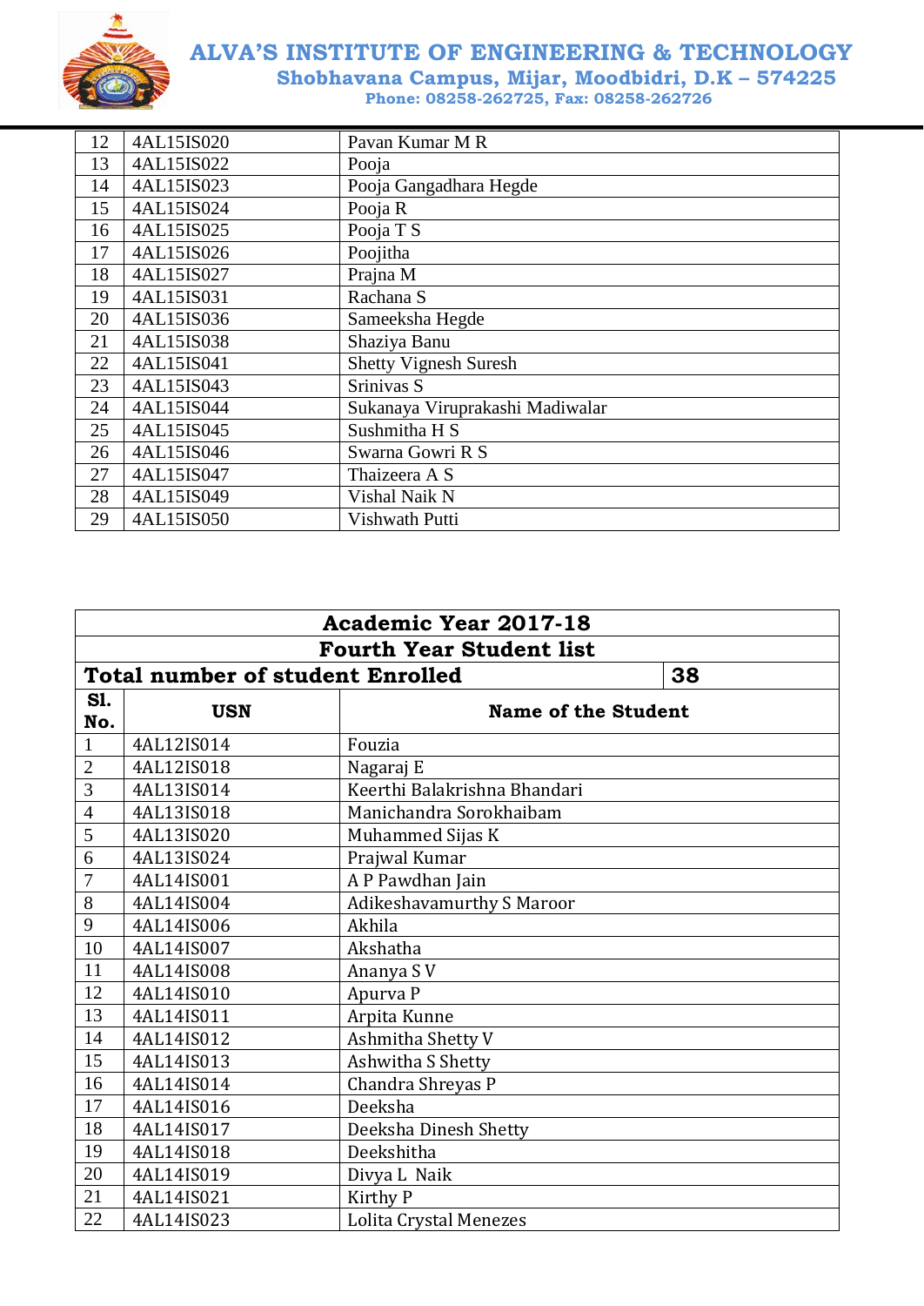| 12 | 4AL15IS020 | Pavan Kumar M R |
|---|---|---|
| 13 | 4AL15IS022 | Pooja |
| 14 | 4AL15IS023 | Pooja Gangadhara Hegde |
| 15 | 4AL15IS024 | Pooja R |
| 16 | 4AL15IS025 | Pooja T S |
| 17 | 4AL15IS026 | Poojitha |
| 18 | 4AL15IS027 | Prajna M |
| 19 | 4AL15IS031 | Rachana S |
| 20 | 4AL15IS036 | Sameeksha Hegde |
| 21 | 4AL15IS038 | Shaziya Banu |
| 22 | 4AL15IS041 | Shetty Vignesh Suresh |
| 23 | 4AL15IS043 | Srinivas S |
| 24 | 4AL15IS044 | Sukanaya Viruprakashi Madiwalar |
| 25 | 4AL15IS045 | Sushmitha H S |
| 26 | 4AL15IS046 | Swarna Gowri R S |
| 27 | 4AL15IS047 | Thaizeera A S |
| 28 | 4AL15IS049 | Vishal Naik N |
| 29 | 4AL15IS050 | Vishwath Putti |

| **Academic Year 2017-18** | | |
|---|---|---|
| **Fourth Year Student list** | | |
| **Total number of student Enrolled** | | **38** |
| **Sl. No.** | **USN** | **Name of the Student** |
| 1 | 4AL12IS014 | Fouzia |
| 2 | 4AL12IS018 | Nagaraj E |
| 3 | 4AL13IS014 | Keerthi Balakrishna Bhandari |
| 4 | 4AL13IS018 | Manichandra Sorokhaibam |
| 5 | 4AL13IS020 | Muhammed Sijas K |
| 6 | 4AL13IS024 | Prajwal Kumar |
| 7 | 4AL14IS001 | A P Pawdhan Jain |
| 8 | 4AL14IS004 | Adikeshavamurthy S Maroor |
| 9 | 4AL14IS006 | Akhila |
| 10 | 4AL14IS007 | Akshatha |
| 11 | 4AL14IS008 | Ananya S V |
| 12 | 4AL14IS010 | Apurva P |
| 13 | 4AL14IS011 | Arpita Kunne |
| 14 | 4AL14IS012 | Ashmitha Shetty V |
| 15 | 4AL14IS013 | Ashwitha S Shetty |
| 16 | 4AL14IS014 | Chandra Shreyas P |
| 17 | 4AL14IS016 | Deeksha |
| 18 | 4AL14IS017 | Deeksha Dinesh Shetty |
| 19 | 4AL14IS018 | Deekshitha |
| 20 | 4AL14IS019 | Divya L Naik |
| 21 | 4AL14IS021 | Kirthy P |
| 22 | 4AL14IS023 | Lolita Crystal Menezes |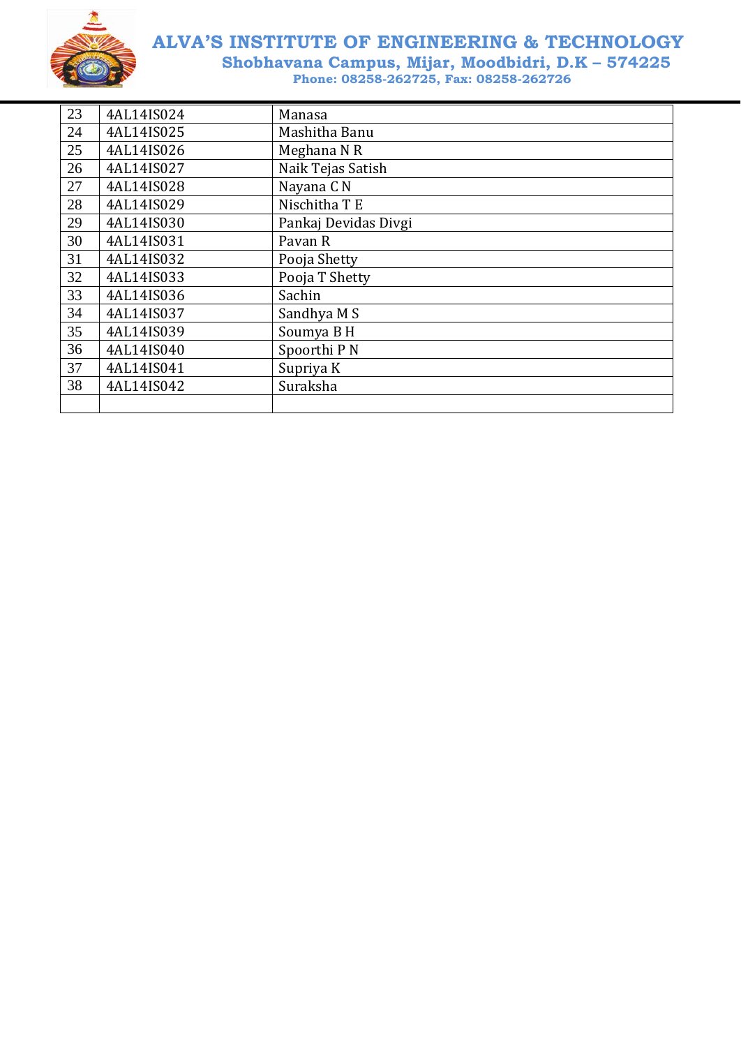| | | |
|---|---|---|
| 23 | 4AL14IS024 | Manasa |
| 24 | 4AL14IS025 | Mashitha Banu |
| 25 | 4AL14IS026 | Meghana N R |
| 26 | 4AL14IS027 | Naik Tejas Satish |
| 27 | 4AL14IS028 | Nayana C N |
| 28 | 4AL14IS029 | Nischitha T E |
| 29 | 4AL14IS030 | Pankaj Devidas Divgi |
| 30 | 4AL14IS031 | Pavan R |
| 31 | 4AL14IS032 | Pooja Shetty |
| 32 | 4AL14IS033 | Pooja T Shetty |
| 33 | 4AL14IS036 | Sachin |
| 34 | 4AL14IS037 | Sandhya M S |
| 35 | 4AL14IS039 | Soumya B H |
| 36 | 4AL14IS040 | Spoorthi P N |
| 37 | 4AL14IS041 | Supriya K |
| 38 | 4AL14IS042 | Suraksha |
| | | |